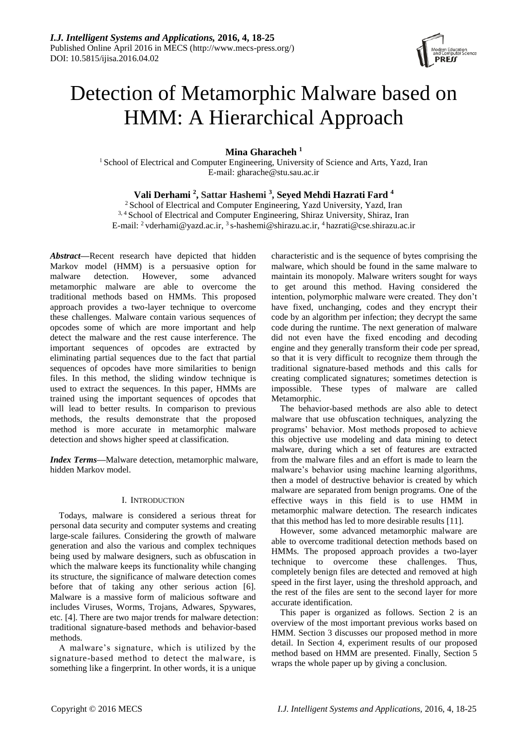# Detection of Metamorphic Malware based on HMM: A Hierarchical Approach

**Mina Gharacheh [1]**

[1] School of Electrical and Computer Engineering, University of Science and Arts, Yazd, Iran
E-mail: gharache@stu.sau.ac.ir

**Vali Derhami [2], Sattar Hashemi [3], Seyed Mehdi Hazrati Fard [4]**

[2] School of Electrical and Computer Engineering, Yazd University, Yazd, Iran
[3, 4] School of Electrical and Computer Engineering, Shiraz University, Shiraz, Iran
E-mail: [2] vderhami@yazd.ac.ir, [3] s-hashemi@shirazu.ac.ir, [4] hazrati@cse.shirazu.ac.ir

***Abstract*—**Recent research have depicted that hidden Markov model (HMM) is a persuasive option for malware detection. However, some advanced metamorphic malware are able to overcome the traditional methods based on HMMs. This proposed approach provides a two-layer technique to overcome these challenges. Malware contain various sequences of opcodes some of which are more important and help detect the malware and the rest cause interference. The important sequences of opcodes are extracted by eliminating partial sequences due to the fact that partial sequences of opcodes have more similarities to benign files. In this method, the sliding window technique is used to extract the sequences. In this paper, HMMs are trained using the important sequences of opcodes that will lead to better results. In comparison to previous methods, the results demonstrate that the proposed method is more accurate in metamorphic malware detection and shows higher speed at classification.

***Index Terms*—**Malware detection, metamorphic malware, hidden Markov model.

## I. Introduction

Todays, malware is considered a serious threat for personal data security and computer systems and creating large-scale failures. Considering the growth of malware generation and also the various and complex techniques being used by malware designers, such as obfuscation in which the malware keeps its functionality while changing its structure, the significance of malware detection comes before that of taking any other serious action [6]. Malware is a massive form of malicious software and includes Viruses, Worms, Trojans, Adwares, Spywares, etc. [4]. There are two major trends for malware detection: traditional signature-based methods and behavior-based methods.

A malware's signature, which is utilized by the signature-based method to detect the malware, is something like a fingerprint. In other words, it is a unique characteristic and is the sequence of bytes comprising the malware, which should be found in the same malware to maintain its monopoly. Malware writers sought for ways to get around this method. Having considered the intention, polymorphic malware were created. They don't have fixed, unchanging, codes and they encrypt their code by an algorithm per infection; they decrypt the same code during the runtime. The next generation of malware did not even have the fixed encoding and decoding engine and they generally transform their code per spread, so that it is very difficult to recognize them through the traditional signature-based methods and this calls for creating complicated signatures; sometimes detection is impossible. These types of malware are called Metamorphic.

The behavior-based methods are also able to detect malware that use obfuscation techniques, analyzing the programs' behavior. Most methods proposed to achieve this objective use modeling and data mining to detect malware, during which a set of features are extracted from the malware files and an effort is made to learn the malware's behavior using machine learning algorithms, then a model of destructive behavior is created by which malware are separated from benign programs. One of the effective ways in this field is to use HMM in metamorphic malware detection. The research indicates that this method has led to more desirable results [11].

However, some advanced metamorphic malware are able to overcome traditional detection methods based on HMMs. The proposed approach provides a two-layer technique to overcome these challenges. Thus, completely benign files are detected and removed at high speed in the first layer, using the threshold approach, and the rest of the files are sent to the second layer for more accurate identification.

This paper is organized as follows. Section 2 is an overview of the most important previous works based on HMM. Section 3 discusses our proposed method in more detail. In Section 4, experiment results of our proposed method based on HMM are presented. Finally, Section 5 wraps the whole paper up by giving a conclusion.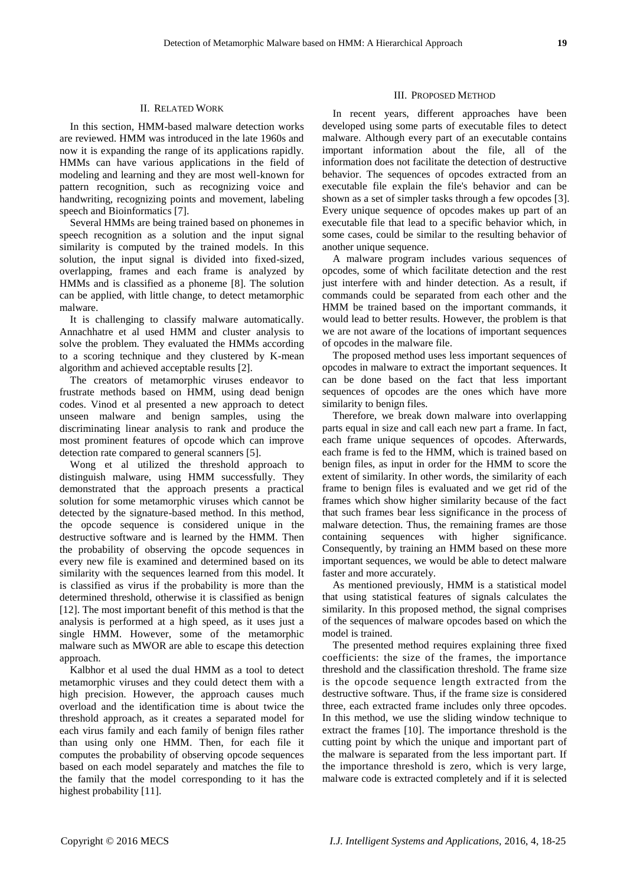## II. Related Work

In this section, HMM-based malware detection works are reviewed. HMM was introduced in the late 1960s and now it is expanding the range of its applications rapidly. HMMs can have various applications in the field of modeling and learning and they are most well-known for pattern recognition, such as recognizing voice and handwriting, recognizing points and movement, labeling speech and Bioinformatics [7].

Several HMMs are being trained based on phonemes in speech recognition as a solution and the input signal similarity is computed by the trained models. In this solution, the input signal is divided into fixed-sized, overlapping, frames and each frame is analyzed by HMMs and is classified as a phoneme [8]. The solution can be applied, with little change, to detect metamorphic malware.

It is challenging to classify malware automatically. Annachhatre et al used HMM and cluster analysis to solve the problem. They evaluated the HMMs according to a scoring technique and they clustered by K-mean algorithm and achieved acceptable results [2].

The creators of metamorphic viruses endeavor to frustrate methods based on HMM, using dead benign codes. Vinod et al presented a new approach to detect unseen malware and benign samples, using the discriminating linear analysis to rank and produce the most prominent features of opcode which can improve detection rate compared to general scanners [5].

Wong et al utilized the threshold approach to distinguish malware, using HMM successfully. They demonstrated that the approach presents a practical solution for some metamorphic viruses which cannot be detected by the signature-based method. In this method, the opcode sequence is considered unique in the destructive software and is learned by the HMM. Then the probability of observing the opcode sequences in every new file is examined and determined based on its similarity with the sequences learned from this model. It is classified as virus if the probability is more than the determined threshold, otherwise it is classified as benign [12]. The most important benefit of this method is that the analysis is performed at a high speed, as it uses just a single HMM. However, some of the metamorphic malware such as MWOR are able to escape this detection approach.

Kalbhor et al used the dual HMM as a tool to detect metamorphic viruses and they could detect them with a high precision. However, the approach causes much overload and the identification time is about twice the threshold approach, as it creates a separated model for each virus family and each family of benign files rather than using only one HMM. Then, for each file it computes the probability of observing opcode sequences based on each model separately and matches the file to the family that the model corresponding to it has the highest probability [11].

## III. Proposed Method

In recent years, different approaches have been developed using some parts of executable files to detect malware. Although every part of an executable contains important information about the file, all of the information does not facilitate the detection of destructive behavior. The sequences of opcodes extracted from an executable file explain the file's behavior and can be shown as a set of simpler tasks through a few opcodes [3]. Every unique sequence of opcodes makes up part of an executable file that lead to a specific behavior which, in some cases, could be similar to the resulting behavior of another unique sequence.

A malware program includes various sequences of opcodes, some of which facilitate detection and the rest just interfere with and hinder detection. As a result, if commands could be separated from each other and the HMM be trained based on the important commands, it would lead to better results. However, the problem is that we are not aware of the locations of important sequences of opcodes in the malware file.

The proposed method uses less important sequences of opcodes in malware to extract the important sequences. It can be done based on the fact that less important sequences of opcodes are the ones which have more similarity to benign files.

Therefore, we break down malware into overlapping parts equal in size and call each new part a frame. In fact, each frame unique sequences of opcodes. Afterwards, each frame is fed to the HMM, which is trained based on benign files, as input in order for the HMM to score the extent of similarity. In other words, the similarity of each frame to benign files is evaluated and we get rid of the frames which show higher similarity because of the fact that such frames bear less significance in the process of malware detection. Thus, the remaining frames are those containing sequences with higher significance. Consequently, by training an HMM based on these more important sequences, we would be able to detect malware faster and more accurately.

As mentioned previously, HMM is a statistical model that using statistical features of signals calculates the similarity. In this proposed method, the signal comprises of the sequences of malware opcodes based on which the model is trained.

The presented method requires explaining three fixed coefficients: the size of the frames, the importance threshold and the classification threshold. The frame size is the opcode sequence length extracted from the destructive software. Thus, if the frame size is considered three, each extracted frame includes only three opcodes. In this method, we use the sliding window technique to extract the frames [10]. The importance threshold is the cutting point by which the unique and important part of the malware is separated from the less important part. If the importance threshold is zero, which is very large, malware code is extracted completely and if it is selected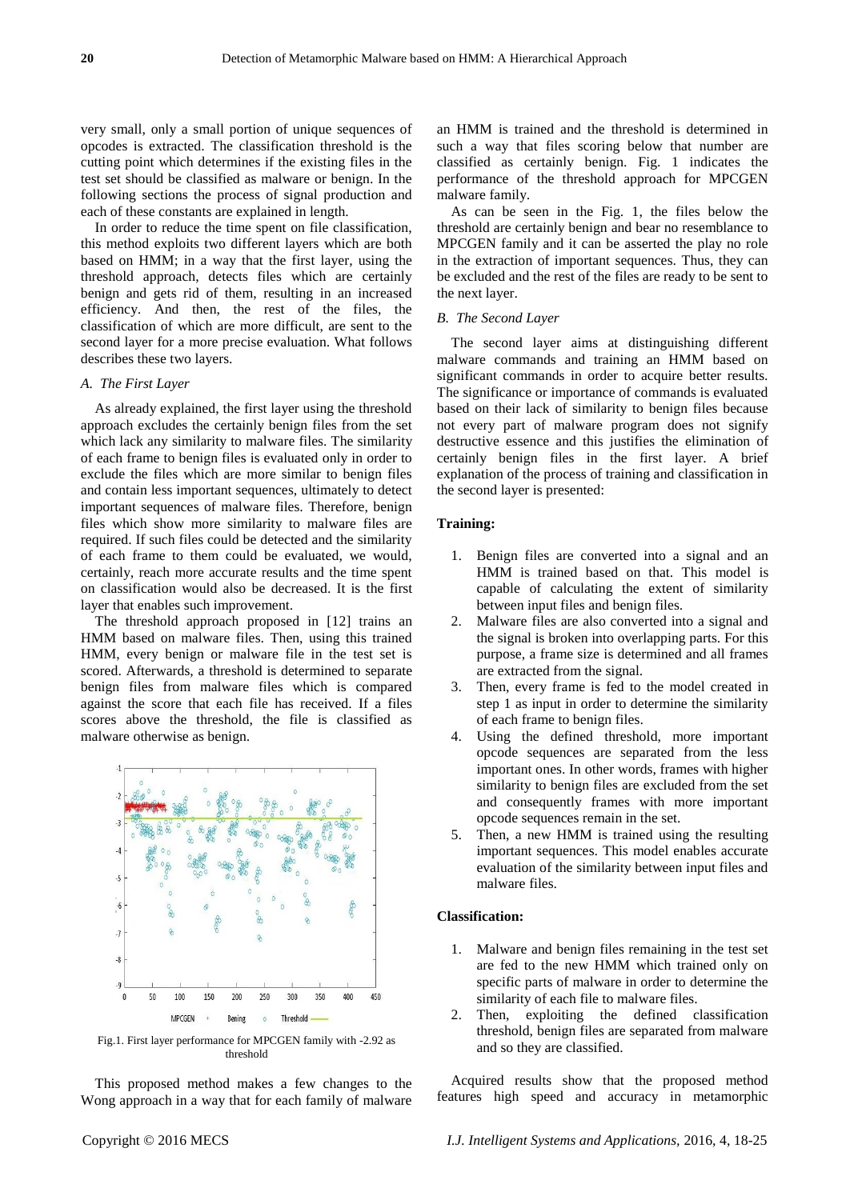very small, only a small portion of unique sequences of opcodes is extracted. The classification threshold is the cutting point which determines if the existing files in the test set should be classified as malware or benign. In the following sections the process of signal production and each of these constants are explained in length.

In order to reduce the time spent on file classification, this method exploits two different layers which are both based on HMM; in a way that the first layer, using the threshold approach, detects files which are certainly benign and gets rid of them, resulting in an increased efficiency. And then, the rest of the files, the classification of which are more difficult, are sent to the second layer for a more precise evaluation. What follows describes these two layers.

### *A. The First Layer*

As already explained, the first layer using the threshold approach excludes the certainly benign files from the set which lack any similarity to malware files. The similarity of each frame to benign files is evaluated only in order to exclude the files which are more similar to benign files and contain less important sequences, ultimately to detect important sequences of malware files. Therefore, benign files which show more similarity to malware files are required. If such files could be detected and the similarity of each frame to them could be evaluated, we would, certainly, reach more accurate results and the time spent on classification would also be decreased. It is the first layer that enables such improvement.

The threshold approach proposed in [12] trains an HMM based on malware files. Then, using this trained HMM, every benign or malware file in the test set is scored. Afterwards, a threshold is determined to separate benign files from malware files which is compared against the score that each file has received. If a files scores above the threshold, the file is classified as malware otherwise as benign.

Fig.1. First layer performance for MPCGEN family with -2.92 as threshold

This proposed method makes a few changes to the Wong approach in a way that for each family of malware an HMM is trained and the threshold is determined in such a way that files scoring below that number are classified as certainly benign. Fig. 1 indicates the performance of the threshold approach for MPCGEN malware family.

As can be seen in the Fig. 1, the files below the threshold are certainly benign and bear no resemblance to MPCGEN family and it can be asserted the play no role in the extraction of important sequences. Thus, they can be excluded and the rest of the files are ready to be sent to the next layer.

### *B. The Second Layer*

The second layer aims at distinguishing different malware commands and training an HMM based on significant commands in order to acquire better results. The significance or importance of commands is evaluated based on their lack of similarity to benign files because not every part of malware program does not signify destructive essence and this justifies the elimination of certainly benign files in the first layer. A brief explanation of the process of training and classification in the second layer is presented:

**Training:**

1. Benign files are converted into a signal and an HMM is trained based on that. This model is capable of calculating the extent of similarity between input files and benign files.
2. Malware files are also converted into a signal and the signal is broken into overlapping parts. For this purpose, a frame size is determined and all frames are extracted from the signal.
3. Then, every frame is fed to the model created in step 1 as input in order to determine the similarity of each frame to benign files.
4. Using the defined threshold, more important opcode sequences are separated from the less important ones. In other words, frames with higher similarity to benign files are excluded from the set and consequently frames with more important opcode sequences remain in the set.
5. Then, a new HMM is trained using the resulting important sequences. This model enables accurate evaluation of the similarity between input files and malware files.

**Classification:**

1. Malware and benign files remaining in the test set are fed to the new HMM which trained only on specific parts of malware in order to determine the similarity of each file to malware files.
2. Then, exploiting the defined classification threshold, benign files are separated from malware and so they are classified.

Acquired results show that the proposed method features high speed and accuracy in metamorphic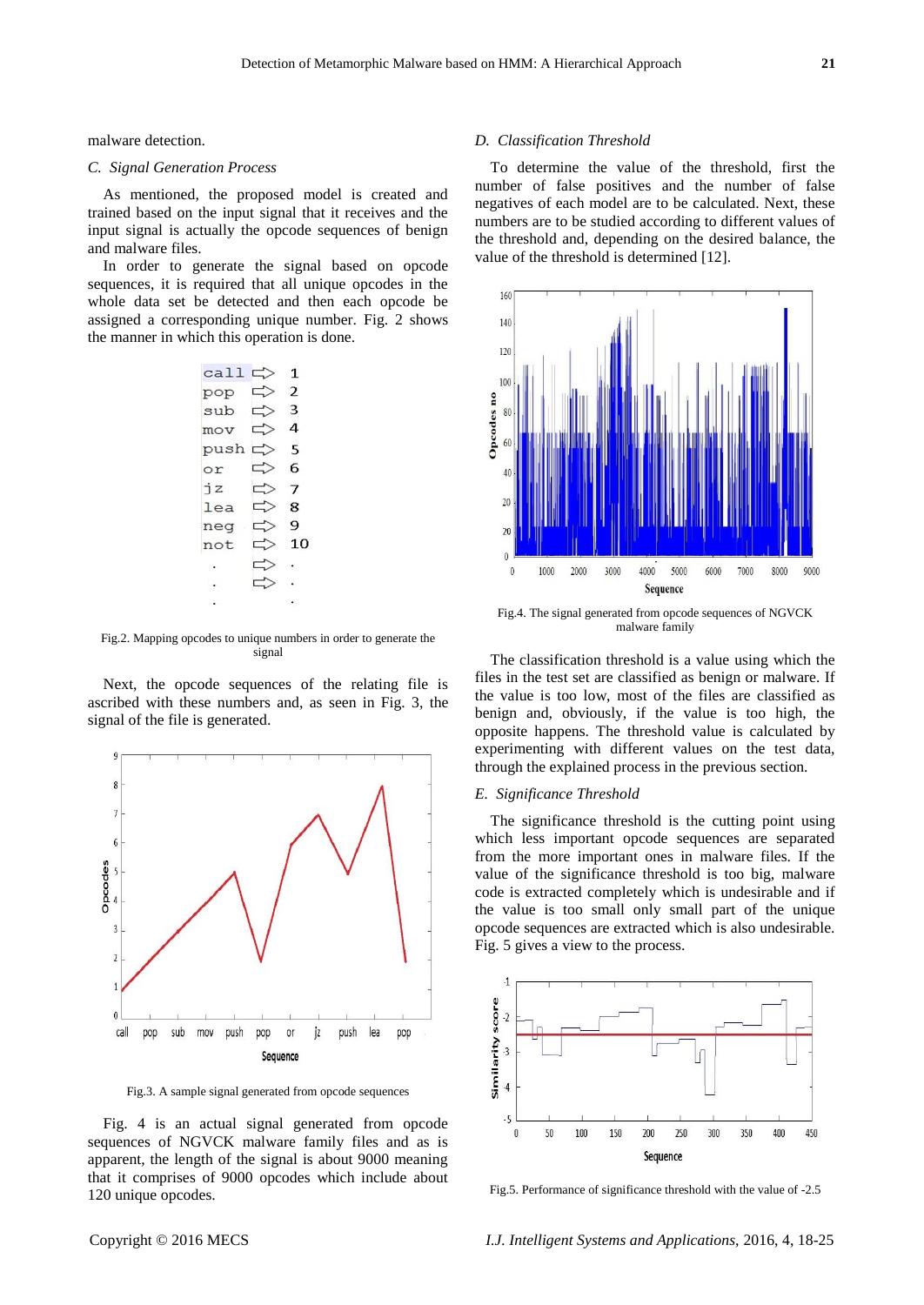malware detection.

### *C. Signal Generation Process*

As mentioned, the proposed model is created and trained based on the input signal that it receives and the input signal is actually the opcode sequences of benign and malware files.

In order to generate the signal based on opcode sequences, it is required that all unique opcodes in the whole data set be detected and then each opcode be assigned a corresponding unique number. Fig. 2 shows the manner in which this operation is done.

Fig.2. Mapping opcodes to unique numbers in order to generate the signal

Next, the opcode sequences of the relating file is ascribed with these numbers and, as seen in Fig. 3, the signal of the file is generated.

Fig.3. A sample signal generated from opcode sequences

Fig. 4 is an actual signal generated from opcode sequences of NGVCK malware family files and as is apparent, the length of the signal is about 9000 meaning that it comprises of 9000 opcodes which include about 120 unique opcodes.

### *D. Classification Threshold*

To determine the value of the threshold, first the number of false positives and the number of false negatives of each model are to be calculated. Next, these numbers are to be studied according to different values of the threshold and, depending on the desired balance, the value of the threshold is determined [12].

Fig.4. The signal generated from opcode sequences of NGVCK malware family

The classification threshold is a value using which the files in the test set are classified as benign or malware. If the value is too low, most of the files are classified as benign and, obviously, if the value is too high, the opposite happens. The threshold value is calculated by experimenting with different values on the test data, through the explained process in the previous section.

### *E. Significance Threshold*

The significance threshold is the cutting point using which less important opcode sequences are separated from the more important ones in malware files. If the value of the significance threshold is too big, malware code is extracted completely which is undesirable and if the value is too small only small part of the unique opcode sequences are extracted which is also undesirable. Fig. 5 gives a view to the process.

Fig.5. Performance of significance threshold with the value of -2.5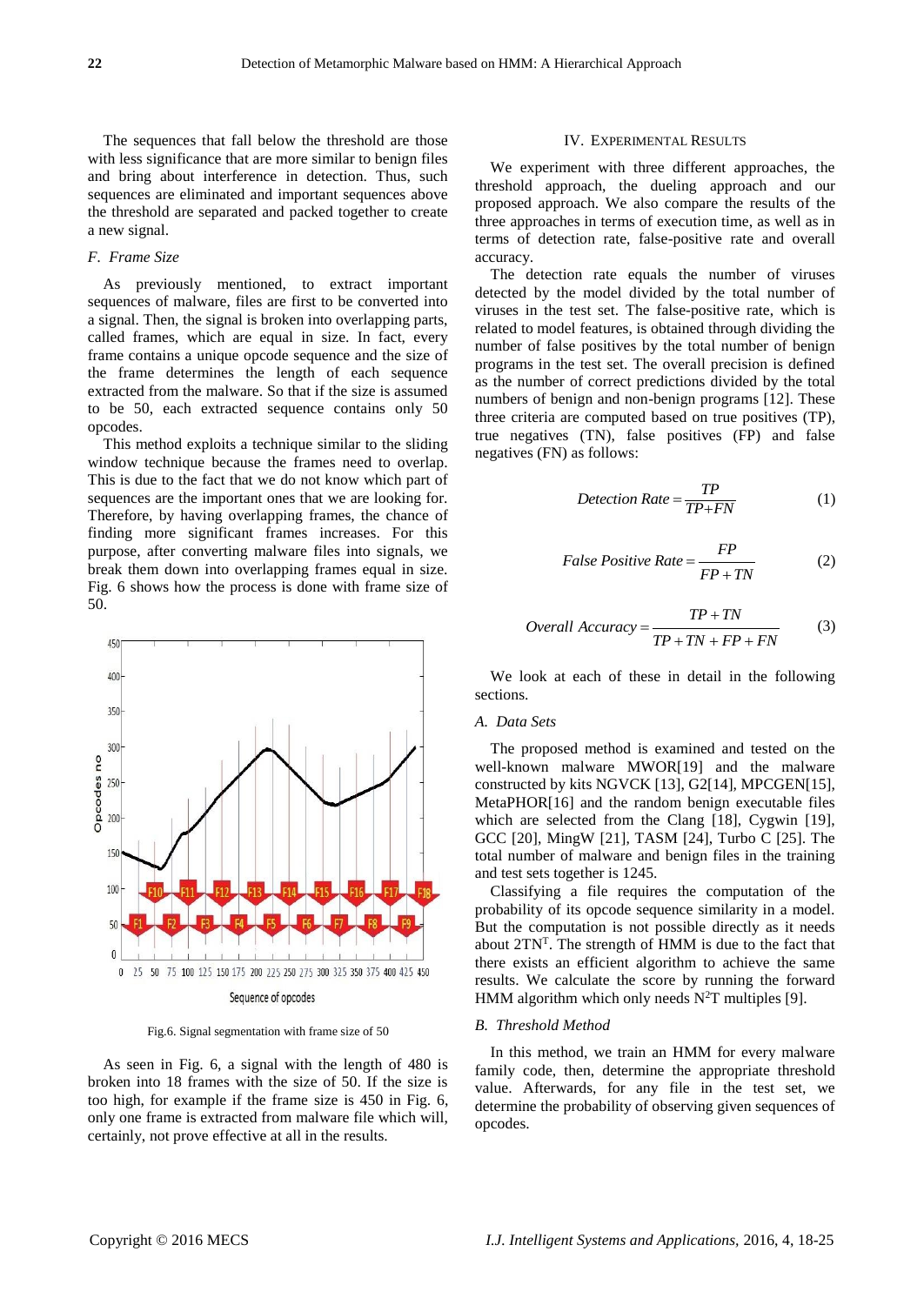The sequences that fall below the threshold are those with less significance that are more similar to benign files and bring about interference in detection. Thus, such sequences are eliminated and important sequences above the threshold are separated and packed together to create a new signal.

### F. Frame Size

As previously mentioned, to extract important sequences of malware, files are first to be converted into a signal. Then, the signal is broken into overlapping parts, called frames, which are equal in size. In fact, every frame contains a unique opcode sequence and the size of the frame determines the length of each sequence extracted from the malware. So that if the size is assumed to be 50, each extracted sequence contains only 50 opcodes.

This method exploits a technique similar to the sliding window technique because the frames need to overlap. This is due to the fact that we do not know which part of sequences are the important ones that we are looking for. Therefore, by having overlapping frames, the chance of finding more significant frames increases. For this purpose, after converting malware files into signals, we break them down into overlapping frames equal in size. Fig. 6 shows how the process is done with frame size of 50.

Fig.6. Signal segmentation with frame size of 50

As seen in Fig. 6, a signal with the length of 480 is broken into 18 frames with the size of 50. If the size is too high, for example if the frame size is 450 in Fig. 6, only one frame is extracted from malware file which will, certainly, not prove effective at all in the results.

## IV. Experimental Results

We experiment with three different approaches, the threshold approach, the dueling approach and our proposed approach. We also compare the results of the three approaches in terms of execution time, as well as in terms of detection rate, false-positive rate and overall accuracy.

The detection rate equals the number of viruses detected by the model divided by the total number of viruses in the test set. The false-positive rate, which is related to model features, is obtained through dividing the number of false positives by the total number of benign programs in the test set. The overall precision is defined as the number of correct predictions divided by the total numbers of benign and non-benign programs [12]. These three criteria are computed based on true positives (TP), true negatives (TN), false positives (FP) and false negatives (FN) as follows:

$$Detection\ Rate = \frac{TP}{TP+FN} \tag{1}$$

$$False\ Positive\ Rate = \frac{FP}{FP+TN} \tag{2}$$

$$Overall\ Accuracy = \frac{TP+TN}{TP+TN+FP+FN} \tag{3}$$

We look at each of these in detail in the following sections.

### A. Data Sets

The proposed method is examined and tested on the well-known malware MWOR[19] and the malware constructed by kits NGVCK [13], G2[14], MPCGEN[15], MetaPHOR[16] and the random benign executable files which are selected from the Clang [18], Cygwin [19], GCC [20], MingW [21], TASM [24], Turbo C [25]. The total number of malware and benign files in the training and test sets together is 1245.

Classifying a file requires the computation of the probability of its opcode sequence similarity in a model. But the computation is not possible directly as it needs about $2TN^T$. The strength of HMM is due to the fact that there exists an efficient algorithm to achieve the same results. We calculate the score by running the forward HMM algorithm which only needs $N^2T$ multiples [9].

### B. Threshold Method

In this method, we train an HMM for every malware family code, then, determine the appropriate threshold value. Afterwards, for any file in the test set, we determine the probability of observing given sequences of opcodes.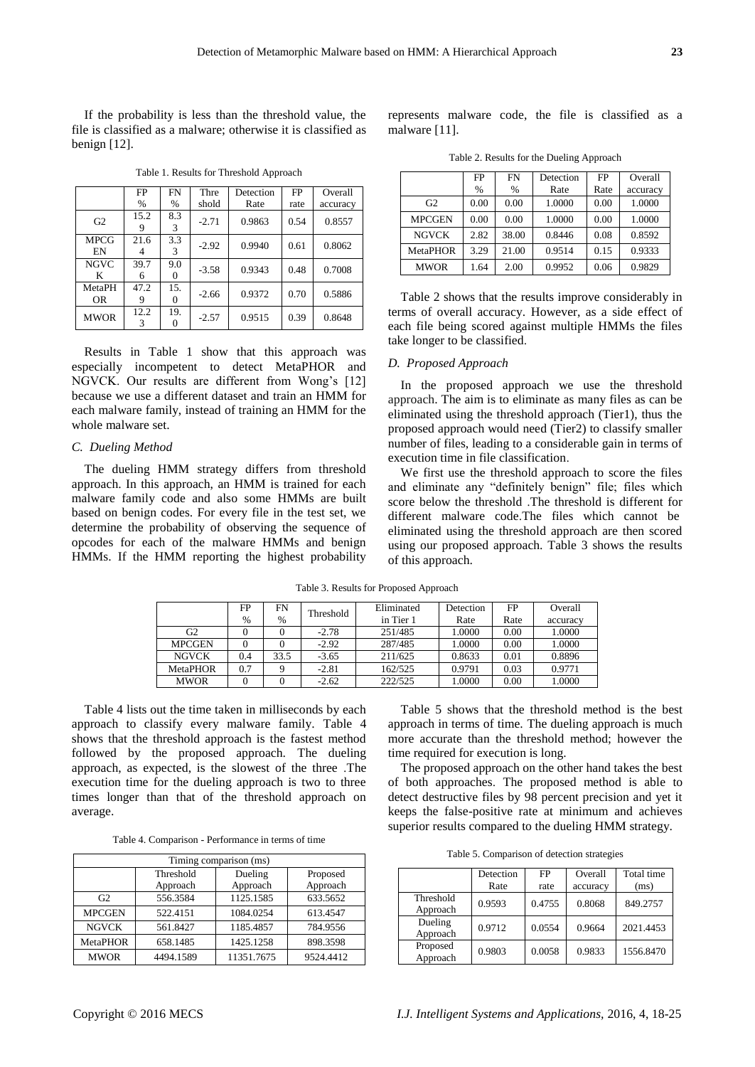If the probability is less than the threshold value, the file is classified as a malware; otherwise it is classified as benign [12].

Table 1. Results for Threshold Approach

| | FP % | FN % | Threshold | Detection Rate | FP rate | Overall accuracy |
|---|---|---|---|---|---|---|
| G2 | 15.29 | 8.33 | -2.71 | 0.9863 | 0.54 | 0.8557 |
| MPCGEN | 21.64 | 3.33 | -2.92 | 0.9940 | 0.61 | 0.8062 |
| NGVCK | 39.76 | 9.00 | -3.58 | 0.9343 | 0.48 | 0.7008 |
| MetaPHOR | 47.29 | 15.0 | -2.66 | 0.9372 | 0.70 | 0.5886 |
| MWOR | 12.23 | 19.0 | -2.57 | 0.9515 | 0.39 | 0.8648 |

Results in Table 1 show that this approach was especially incompetent to detect MetaPHOR and NGVCK. Our results are different from Wong's [12] because we use a different dataset and train an HMM for each malware family, instead of training an HMM for the whole malware set.

### C. Dueling Method

The dueling HMM strategy differs from threshold approach. In this approach, an HMM is trained for each malware family code and also some HMMs are built based on benign codes. For every file in the test set, we determine the probability of observing the sequence of opcodes for each of the malware HMMs and benign HMMs. If the HMM reporting the highest probability represents malware code, the file is classified as a malware [11].

Table 2. Results for the Dueling Approach

| | FP % | FN % | Detection Rate | FP Rate | Overall accuracy |
|---|---|---|---|---|---|
| G2 | 0.00 | 0.00 | 1.0000 | 0.00 | 1.0000 |
| MPCGEN | 0.00 | 0.00 | 1.0000 | 0.00 | 1.0000 |
| NGVCK | 2.82 | 38.00 | 0.8446 | 0.08 | 0.8592 |
| MetaPHOR | 3.29 | 21.00 | 0.9514 | 0.15 | 0.9333 |
| MWOR | 1.64 | 2.00 | 0.9952 | 0.06 | 0.9829 |

Table 2 shows that the results improve considerably in terms of overall accuracy. However, as a side effect of each file being scored against multiple HMMs the files take longer to be classified.

### D. Proposed Approach

In the proposed approach we use the threshold approach. The aim is to eliminate as many files as can be eliminated using the threshold approach (Tier1), thus the proposed approach would need (Tier2) to classify smaller number of files, leading to a considerable gain in terms of execution time in file classification.

We first use the threshold approach to score the files and eliminate any "definitely benign" file; files which score below the threshold .The threshold is different for different malware code.The files which cannot be eliminated using the threshold approach are then scored using our proposed approach. Table 3 shows the results of this approach.

Table 3. Results for Proposed Approach

| | FP % | FN % | Threshold | Eliminated in Tier 1 | Detection Rate | FP Rate | Overall accuracy |
|---|---|---|---|---|---|---|---|
| G2 | 0 | 0 | -2.78 | 251/485 | 1.0000 | 0.00 | 1.0000 |
| MPCGEN | 0 | 0 | -2.92 | 287/485 | 1.0000 | 0.00 | 1.0000 |
| NGVCK | 0.4 | 33.5 | -3.65 | 211/625 | 0.8633 | 0.01 | 0.8896 |
| MetaPHOR | 0.7 | 9 | -2.81 | 162/525 | 0.9791 | 0.03 | 0.9771 |
| MWOR | 0 | 0 | -2.62 | 222/525 | 1.0000 | 0.00 | 1.0000 |

Table 4 lists out the time taken in milliseconds by each approach to classify every malware family. Table 4 shows that the threshold approach is the fastest method followed by the proposed approach. The dueling approach, as expected, is the slowest of the three .The execution time for the dueling approach is two to three times longer than that of the threshold approach on average.

Table 4. Comparison - Performance in terms of time

| Timing comparison (ms) | | | |
|---|---|---|---|
| | Threshold Approach | Dueling Approach | Proposed Approach |
| G2 | 556.3584 | 1125.1585 | 633.5652 |
| MPCGEN | 522.4151 | 1084.0254 | 613.4547 |
| NGVCK | 561.8427 | 1185.4857 | 784.9556 |
| MetaPHOR | 658.1485 | 1425.1258 | 898.3598 |
| MWOR | 4494.1589 | 11351.7675 | 9524.4412 |

Table 5 shows that the threshold method is the best approach in terms of time. The dueling approach is much more accurate than the threshold method; however the time required for execution is long.

The proposed approach on the other hand takes the best of both approaches. The proposed method is able to detect destructive files by 98 percent precision and yet it keeps the false-positive rate at minimum and achieves superior results compared to the dueling HMM strategy.

Table 5. Comparison of detection strategies

| | Detection Rate | FP rate | Overall accuracy | Total time (ms) |
|---|---|---|---|---|
| Threshold Approach | 0.9593 | 0.4755 | 0.8068 | 849.2757 |
| Dueling Approach | 0.9712 | 0.0554 | 0.9664 | 2021.4453 |
| Proposed Approach | 0.9803 | 0.0058 | 0.9833 | 1556.8470 |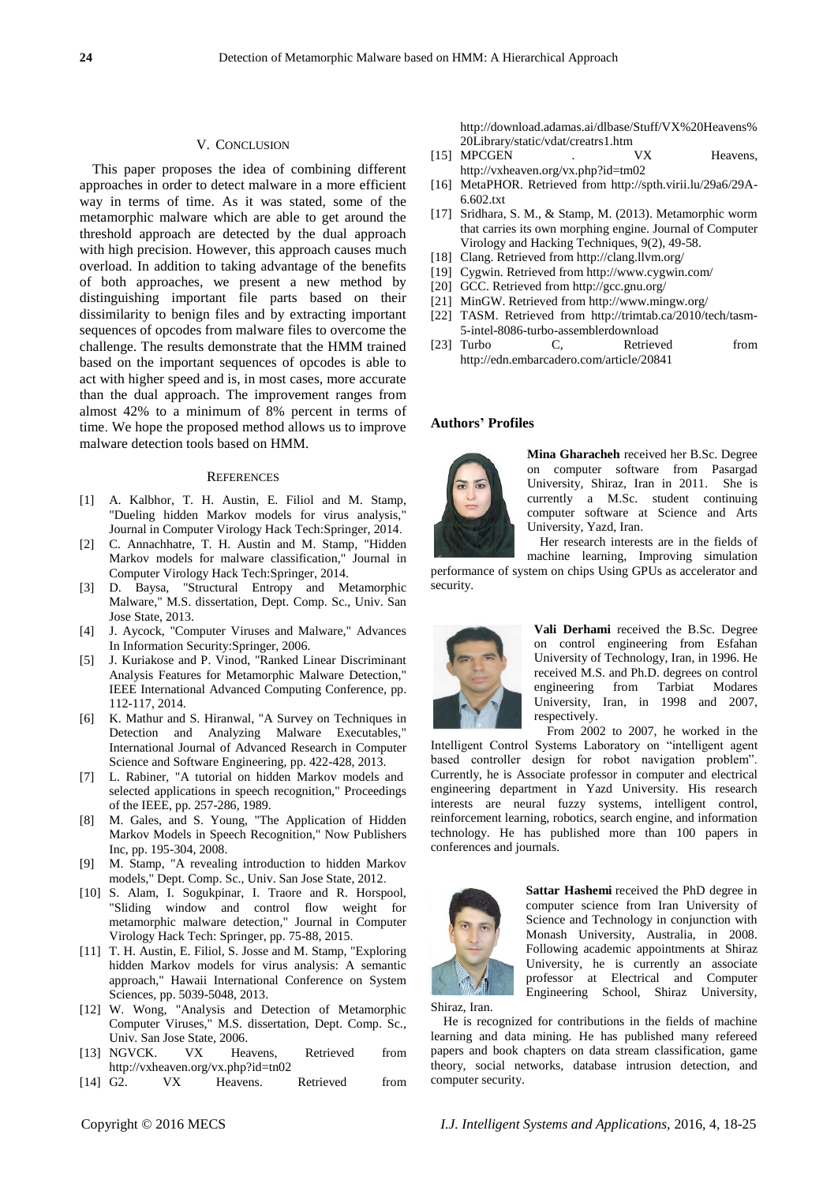## V. Conclusion

This paper proposes the idea of combining different approaches in order to detect malware in a more efficient way in terms of time. As it was stated, some of the metamorphic malware which are able to get around the threshold approach are detected by the dual approach with high precision. However, this approach causes much overload. In addition to taking advantage of the benefits of both approaches, we present a new method by distinguishing important file parts based on their dissimilarity to benign files and by extracting important sequences of opcodes from malware files to overcome the challenge. The results demonstrate that the HMM trained based on the important sequences of opcodes is able to act with higher speed and is, in most cases, more accurate than the dual approach. The improvement ranges from almost 42% to a minimum of 8% percent in terms of time. We hope the proposed method allows us to improve malware detection tools based on HMM.

## References

[1] A. Kalbhor, T. H. Austin, E. Filiol and M. Stamp, "Dueling hidden Markov models for virus analysis," Journal in Computer Virology Hack Tech:Springer, 2014.

[2] C. Annachhatre, T. H. Austin and M. Stamp, "Hidden Markov models for malware classification," Journal in Computer Virology Hack Tech:Springer, 2014.

[3] D. Baysa, "Structural Entropy and Metamorphic Malware," M.S. dissertation, Dept. Comp. Sc., Univ. San Jose State, 2013.

[4] J. Aycock, "Computer Viruses and Malware," Advances In Information Security:Springer, 2006.

[5] J. Kuriakose and P. Vinod, "Ranked Linear Discriminant Analysis Features for Metamorphic Malware Detection," IEEE International Advanced Computing Conference, pp. 112-117, 2014.

[6] K. Mathur and S. Hiranwal, "A Survey on Techniques in Detection and Analyzing Malware Executables," International Journal of Advanced Research in Computer Science and Software Engineering, pp. 422-428, 2013.

[7] L. Rabiner, "A tutorial on hidden Markov models and selected applications in speech recognition," Proceedings of the IEEE, pp. 257-286, 1989.

[8] M. Gales, and S. Young, "The Application of Hidden Markov Models in Speech Recognition," Now Publishers Inc, pp. 195-304, 2008.

[9] M. Stamp, "A revealing introduction to hidden Markov models," Dept. Comp. Sc., Univ. San Jose State, 2012.

[10] S. Alam, I. Sogukpinar, I. Traore and R. Horspool, "Sliding window and control flow weight for metamorphic malware detection," Journal in Computer Virology Hack Tech: Springer, pp. 75-88, 2015.

[11] T. H. Austin, E. Filiol, S. Josse and M. Stamp, "Exploring hidden Markov models for virus analysis: A semantic approach," Hawaii International Conference on System Sciences, pp. 5039-5048, 2013.

[12] W. Wong, "Analysis and Detection of Metamorphic Computer Viruses," M.S. dissertation, Dept. Comp. Sc., Univ. San Jose State, 2006.

[13] NGVCK. VX Heavens, Retrieved from http://vxheaven.org/vx.php?id=tn02

[14] G2. VX Heavens. Retrieved from http://download.adamas.ai/dlbase/Stuff/VX%20Heavens%20Library/static/vdat/creatrs1.htm

[15] MPCGEN . VX Heavens, http://vxheaven.org/vx.php?id=tm02

[16] MetaPHOR. Retrieved from http://spth.virii.lu/29a6/29A-6.602.txt

[17] Sridhara, S. M., & Stamp, M. (2013). Metamorphic worm that carries its own morphing engine. Journal of Computer Virology and Hacking Techniques, 9(2), 49-58.

[18] Clang. Retrieved from http://clang.llvm.org/

[19] Cygwin. Retrieved from http://www.cygwin.com/

[20] GCC. Retrieved from http://gcc.gnu.org/

[21] MinGW. Retrieved from http://www.mingw.org/

[22] TASM. Retrieved from http://trimtab.ca/2010/tech/tasm-5-intel-8086-turbo-assemblerdownload

[23] Turbo C, Retrieved from http://edn.embarcadero.com/article/20841

## Authors' Profiles

**Mina Gharacheh** received her B.Sc. Degree on computer software from Pasargad University, Shiraz, Iran in 2011. She is currently a M.Sc. student continuing computer software at Science and Arts University, Yazd, Iran.

Her research interests are in the fields of machine learning, Improving simulation performance of system on chips Using GPUs as accelerator and security.

**Vali Derhami** received the B.Sc. Degree on control engineering from Esfahan University of Technology, Iran, in 1996. He received M.S. and Ph.D. degrees on control engineering from Tarbiat Modares University, Iran, in 1998 and 2007, respectively.

From 2002 to 2007, he worked in the Intelligent Control Systems Laboratory on "intelligent agent based controller design for robot navigation problem". Currently, he is Associate professor in computer and electrical engineering department in Yazd University. His research interests are neural fuzzy systems, intelligent control, reinforcement learning, robotics, search engine, and information technology. He has published more than 100 papers in conferences and journals.

**Sattar Hashemi** received the PhD degree in computer science from Iran University of Science and Technology in conjunction with Monash University, Australia, in 2008. Following academic appointments at Shiraz University, he is currently an associate professor at Electrical and Computer Engineering School, Shiraz University, Shiraz, Iran.

He is recognized for contributions in the fields of machine learning and data mining. He has published many refereed papers and book chapters on data stream classification, game theory, social networks, database intrusion detection, and computer security.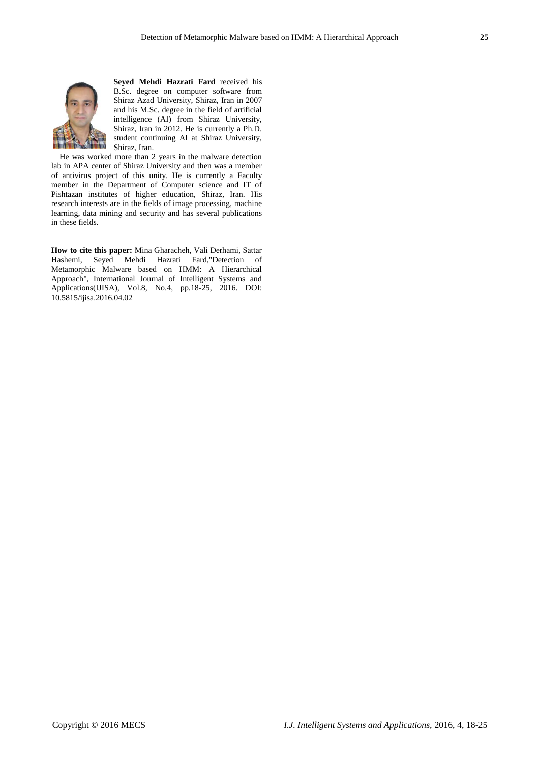**Seyed Mehdi Hazrati Fard** received his B.Sc. degree on computer software from Shiraz Azad University, Shiraz, Iran in 2007 and his M.Sc. degree in the field of artificial intelligence (AI) from Shiraz University, Shiraz, Iran in 2012. He is currently a Ph.D. student continuing AI at Shiraz University, Shiraz, Iran.

He was worked more than 2 years in the malware detection lab in APA center of Shiraz University and then was a member of antivirus project of this unity. He is currently a Faculty member in the Department of Computer science and IT of Pishtazan institutes of higher education, Shiraz, Iran. His research interests are in the fields of image processing, machine learning, data mining and security and has several publications in these fields.

**How to cite this paper:** Mina Gharacheh, Vali Derhami, Sattar Hashemi, Seyed Mehdi Hazrati Fard,"Detection of Metamorphic Malware based on HMM: A Hierarchical Approach", International Journal of Intelligent Systems and Applications(IJISA), Vol.8, No.4, pp.18-25, 2016. DOI: 10.5815/ijisa.2016.04.02